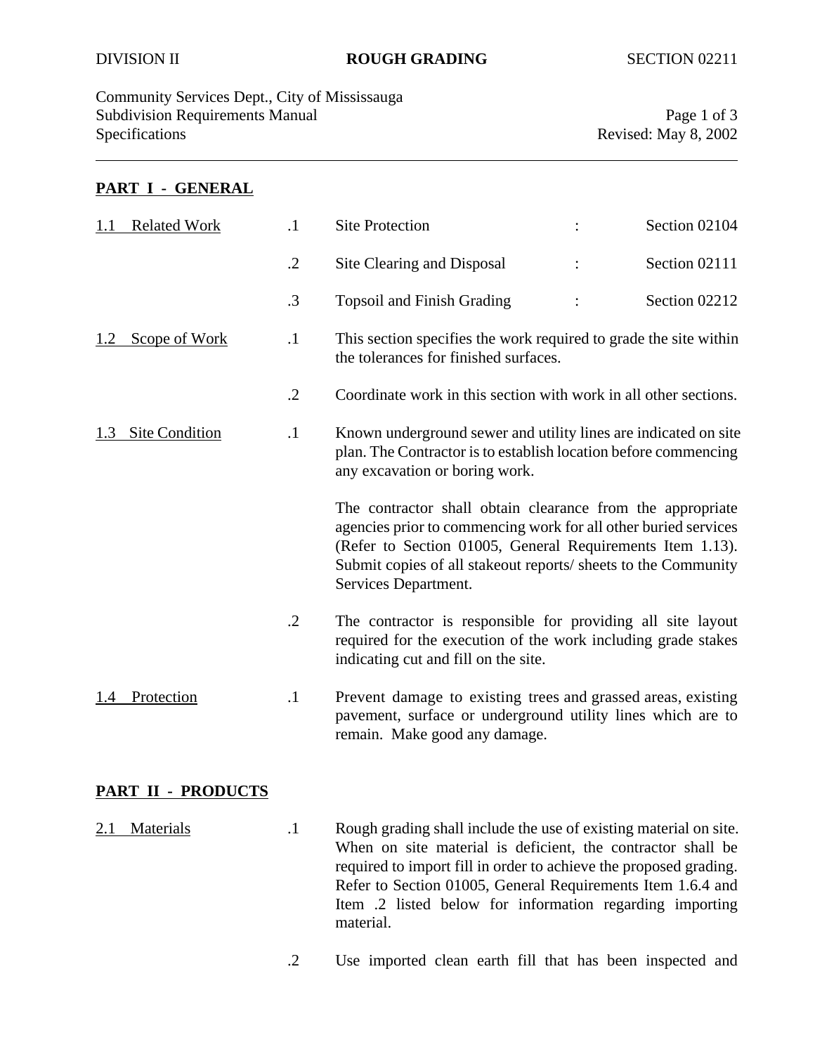DIVISION II **ROUGH GRADING** SECTION 02211

Community Services Dept., City of Mississauga
Subdivision Requirements Manual
Specifications
Revised: May 8, 2002

## PART I - GENERAL

**1.1 Related Work**

.1 Site Protection : Section 02104

.2 Site Clearing and Disposal : Section 02111

.3 Topsoil and Finish Grading : Section 02212

**1.2 Scope of Work**

.1 This section specifies the work required to grade the site within the tolerances for finished surfaces.

.2 Coordinate work in this section with work in all other sections.

**1.3 Site Condition**

.1 Known underground sewer and utility lines are indicated on site plan. The Contractor is to establish location before commencing any excavation or boring work.

The contractor shall obtain clearance from the appropriate agencies prior to commencing work for all other buried services (Refer to Section 01005, General Requirements Item 1.13). Submit copies of all stakeout reports/ sheets to the Community Services Department.

.2 The contractor is responsible for providing all site layout required for the execution of the work including grade stakes indicating cut and fill on the site.

**1.4 Protection**

.1 Prevent damage to existing trees and grassed areas, existing pavement, surface or underground utility lines which are to remain. Make good any damage.

## PART II - PRODUCTS

**2.1 Materials**

.1 Rough grading shall include the use of existing material on site. When on site material is deficient, the contractor shall be required to import fill in order to achieve the proposed grading. Refer to Section 01005, General Requirements Item 1.6.4 and Item .2 listed below for information regarding importing material.

.2 Use imported clean earth fill that has been inspected and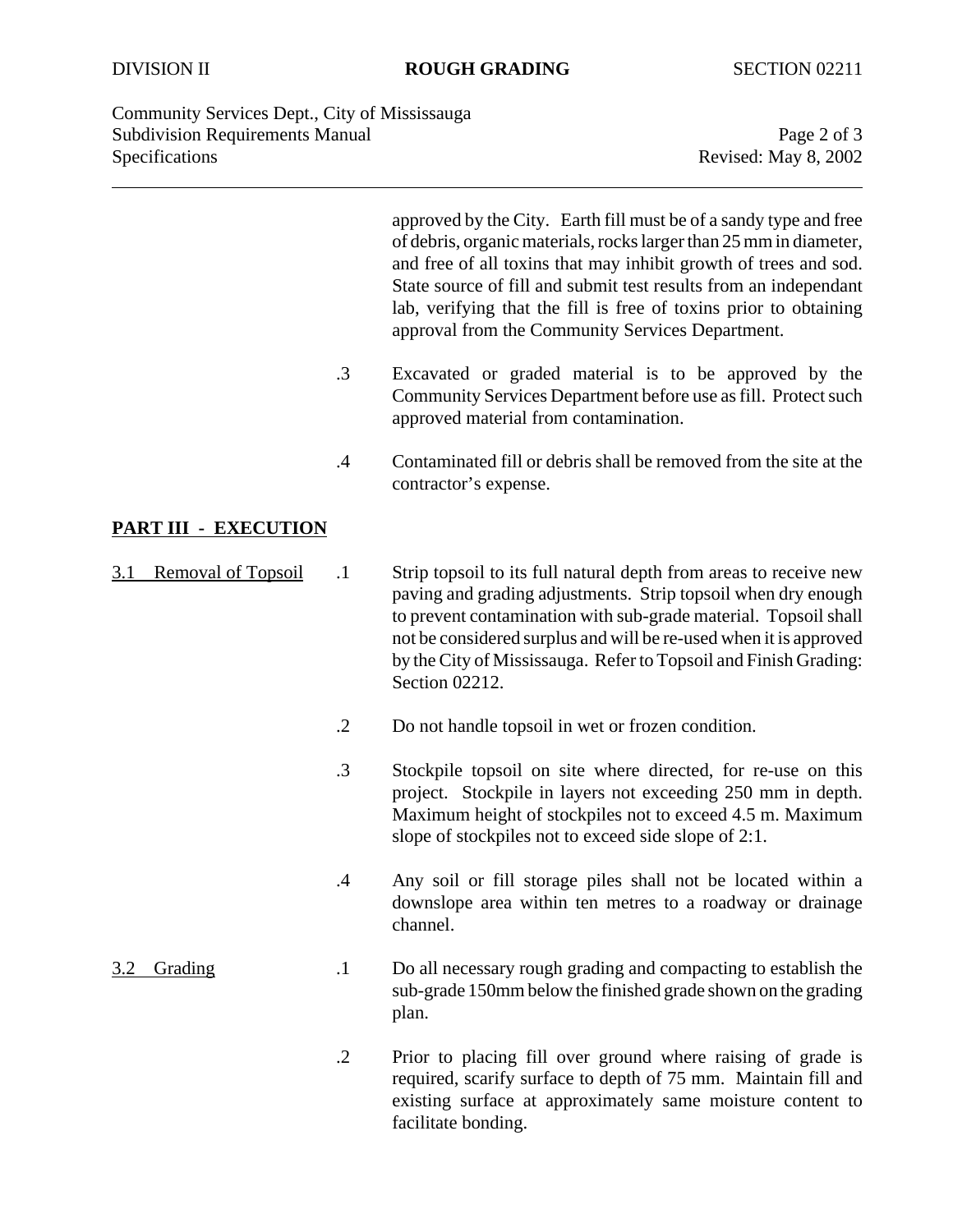approved by the City. Earth fill must be of a sandy type and free of debris, organic materials, rocks larger than 25 mm in diameter, and free of all toxins that may inhibit growth of trees and sod. State source of fill and submit test results from an independant lab, verifying that the fill is free of toxins prior to obtaining approval from the Community Services Department.

.3 Excavated or graded material is to be approved by the Community Services Department before use as fill. Protect such approved material from contamination.

.4 Contaminated fill or debris shall be removed from the site at the contractor's expense.

## PART III - EXECUTION

### 3.1 Removal of Topsoil

.1 Strip topsoil to its full natural depth from areas to receive new paving and grading adjustments. Strip topsoil when dry enough to prevent contamination with sub-grade material. Topsoil shall not be considered surplus and will be re-used when it is approved by the City of Mississauga. Refer to Topsoil and Finish Grading: Section 02212.

.2 Do not handle topsoil in wet or frozen condition.

.3 Stockpile topsoil on site where directed, for re-use on this project. Stockpile in layers not exceeding 250 mm in depth. Maximum height of stockpiles not to exceed 4.5 m. Maximum slope of stockpiles not to exceed side slope of 2:1.

.4 Any soil or fill storage piles shall not be located within a downslope area within ten metres to a roadway or drainage channel.

### 3.2 Grading

.1 Do all necessary rough grading and compacting to establish the sub-grade 150mm below the finished grade shown on the grading plan.

.2 Prior to placing fill over ground where raising of grade is required, scarify surface to depth of 75 mm. Maintain fill and existing surface at approximately same moisture content to facilitate bonding.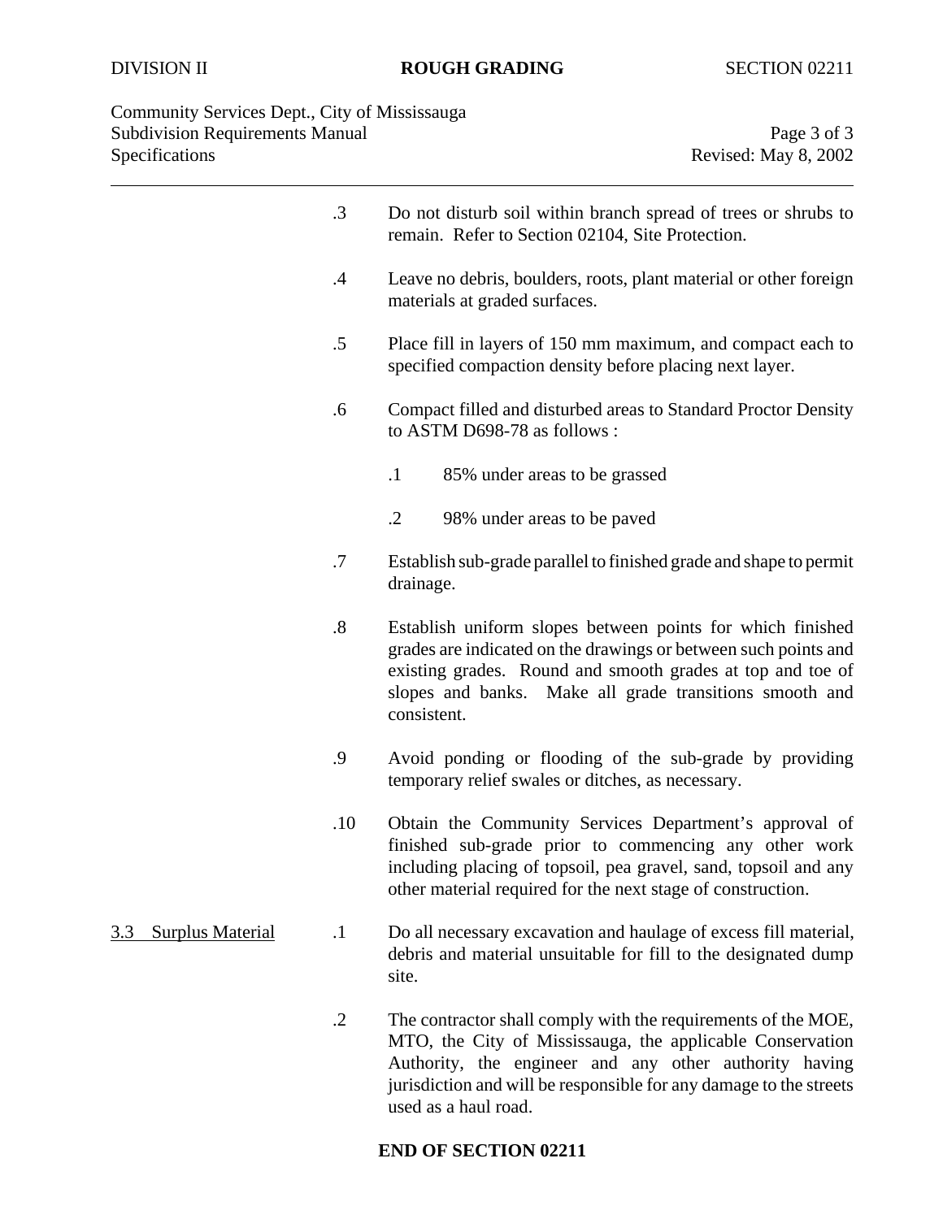.3 Do not disturb soil within branch spread of trees or shrubs to remain. Refer to Section 02104, Site Protection.

.4 Leave no debris, boulders, roots, plant material or other foreign materials at graded surfaces.

.5 Place fill in layers of 150 mm maximum, and compact each to specified compaction density before placing next layer.

.6 Compact filled and disturbed areas to Standard Proctor Density to ASTM D698-78 as follows :

- .1 85% under areas to be grassed
- .2 98% under areas to be paved

.7 Establish sub-grade parallel to finished grade and shape to permit drainage.

.8 Establish uniform slopes between points for which finished grades are indicated on the drawings or between such points and existing grades. Round and smooth grades at top and toe of slopes and banks. Make all grade transitions smooth and consistent.

.9 Avoid ponding or flooding of the sub-grade by providing temporary relief swales or ditches, as necessary.

.10 Obtain the Community Services Department's approval of finished sub-grade prior to commencing any other work including placing of topsoil, pea gravel, sand, topsoil and any other material required for the next stage of construction.

## 3.3 Surplus Material

.1 Do all necessary excavation and haulage of excess fill material, debris and material unsuitable for fill to the designated dump site.

.2 The contractor shall comply with the requirements of the MOE, MTO, the City of Mississauga, the applicable Conservation Authority, the engineer and any other authority having jurisdiction and will be responsible for any damage to the streets used as a haul road.

**END OF SECTION 02211**